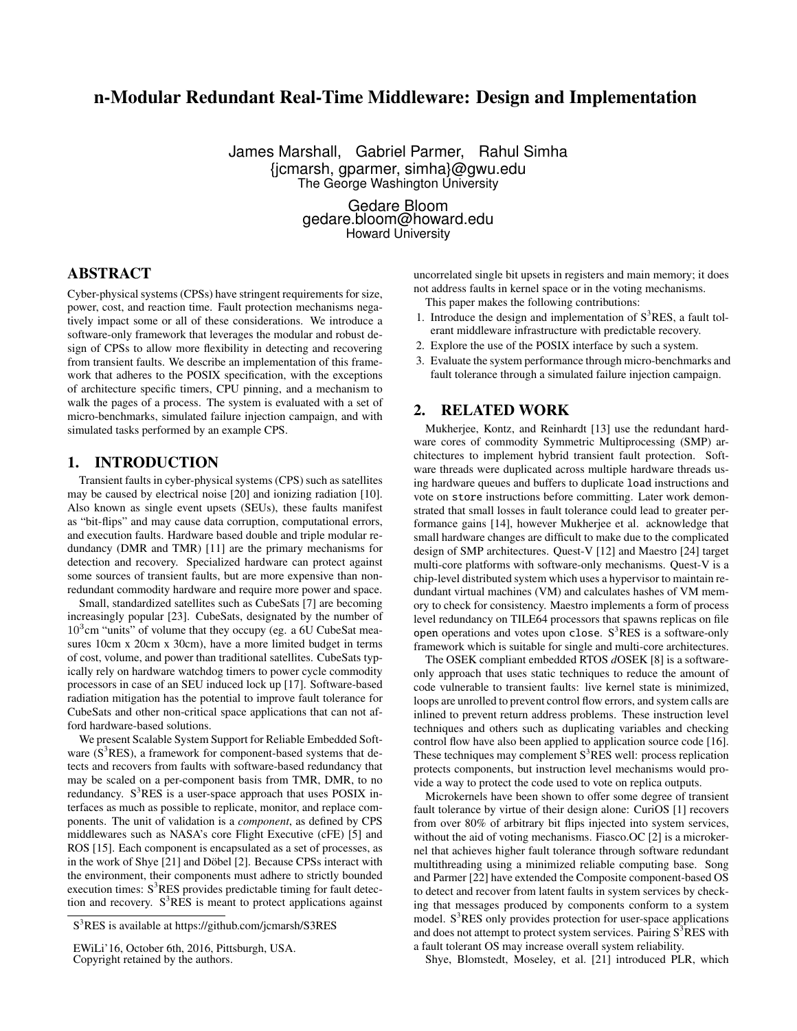# n-Modular Redundant Real-Time Middleware: Design and Implementation

James Marshall, Gabriel Parmer, Rahul Simha
{jcmarsh, gparmer, simha}@gwu.edu
The George Washington University

Gedare Bloom
gedare.bloom@howard.edu
Howard University

## ABSTRACT

Cyber-physical systems (CPSs) have stringent requirements for size, power, cost, and reaction time. Fault protection mechanisms negatively impact some or all of these considerations. We introduce a software-only framework that leverages the modular and robust design of CPSs to allow more flexibility in detecting and recovering from transient faults. We describe an implementation of this framework that adheres to the POSIX specification, with the exceptions of architecture specific timers, CPU pinning, and a mechanism to walk the pages of a process. The system is evaluated with a set of micro-benchmarks, simulated failure injection campaign, and with simulated tasks performed by an example CPS.

## 1. INTRODUCTION

Transient faults in cyber-physical systems (CPS) such as satellites may be caused by electrical noise [20] and ionizing radiation [10]. Also known as single event upsets (SEUs), these faults manifest as "bit-flips" and may cause data corruption, computational errors, and execution faults. Hardware based double and triple modular redundancy (DMR and TMR) [11] are the primary mechanisms for detection and recovery. Specialized hardware can protect against some sources of transient faults, but are more expensive than non-redundant commodity hardware and require more power and space.

Small, standardized satellites such as CubeSats [7] are becoming increasingly popular [23]. CubeSats, designated by the number of $10^3$cm "units" of volume that they occupy (eg. a 6U CubeSat measures 10cm x 20cm x 30cm), have a more limited budget in terms of cost, volume, and power than traditional satellites. CubeSats typically rely on hardware watchdog timers to power cycle commodity processors in case of an SEU induced lock up [17]. Software-based radiation mitigation has the potential to improve fault tolerance for CubeSats and other non-critical space applications that can not afford hardware-based solutions.

We present Scalable System Support for Reliable Embedded Software ($S^3$RES), a framework for component-based systems that detects and recovers from faults with software-based redundancy that may be scaled on a per-component basis from TMR, DMR, to no redundancy. $S^3$RES is a user-space approach that uses POSIX interfaces as much as possible to replicate, monitor, and replace components. The unit of validation is a *component*, as defined by CPS middlewares such as NASA's core Flight Executive (cFE) [5] and ROS [15]. Each component is encapsulated as a set of processes, as in the work of Shye [21] and Döbel [2]. Because CPSs interact with the environment, their components must adhere to strictly bounded execution times: $S^3$RES provides predictable timing for fault detection and recovery. $S^3$RES is meant to protect applications against uncorrelated single bit upsets in registers and main memory; it does not address faults in kernel space or in the voting mechanisms.

This paper makes the following contributions:

1. Introduce the design and implementation of $S^3$RES, a fault tolerant middleware infrastructure with predictable recovery.
2. Explore the use of the POSIX interface by such a system.
3. Evaluate the system performance through micro-benchmarks and fault tolerance through a simulated failure injection campaign.

## 2. RELATED WORK

Mukherjee, Kontz, and Reinhardt [13] use the redundant hardware cores of commodity Symmetric Multiprocessing (SMP) architectures to implement hybrid transient fault protection. Software threads were duplicated across multiple hardware threads using hardware queues and buffers to duplicate `load` instructions and vote on `store` instructions before committing. Later work demonstrated that small losses in fault tolerance could lead to greater performance gains [14], however Mukherjee et al. acknowledge that small hardware changes are difficult to make due to the complicated design of SMP architectures. Quest-V [12] and Maestro [24] target multi-core platforms with software-only mechanisms. Quest-V is a chip-level distributed system which uses a hypervisor to maintain redundant virtual machines (VM) and calculates hashes of VM memory to check for consistency. Maestro implements a form of process level redundancy on TILE64 processors that spawns replicas on file `open` operations and votes upon `close`. $S^3$RES is a software-only framework which is suitable for single and multi-core architectures.

The OSEK compliant embedded RTOS *d*OSEK [8] is a software-only approach that uses static techniques to reduce the amount of code vulnerable to transient faults: live kernel state is minimized, loops are unrolled to prevent control flow errors, and system calls are inlined to prevent return address problems. These instruction level techniques and others such as duplicating variables and checking control flow have also been applied to application source code [16]. These techniques may complement $S^3$RES well: process replication protects components, but instruction level mechanisms would provide a way to protect the code used to vote on replica outputs.

Microkernels have been shown to offer some degree of transient fault tolerance by virtue of their design alone: CuriOS [1] recovers from over 80% of arbitrary bit flips injected into system services, without the aid of voting mechanisms. Fiasco.OC [2] is a microkernel that achieves higher fault tolerance through software redundant multithreading using a minimized reliable computing base. Song and Parmer [22] have extended the Composite component-based OS to detect and recover from latent faults in system services by checking that messages produced by components conform to a system model. $S^3$RES only provides protection for user-space applications and does not attempt to protect system services. Pairing $S^3$RES with a fault tolerant OS may increase overall system reliability.

Shye, Blomstedt, Moseley, et al. [21] introduced PLR, which

$S^3$RES is available at https://github.com/jcmarsh/S3RES

EWiLi'16, October 6th, 2016, Pittsburgh, USA.
Copyright retained by the authors.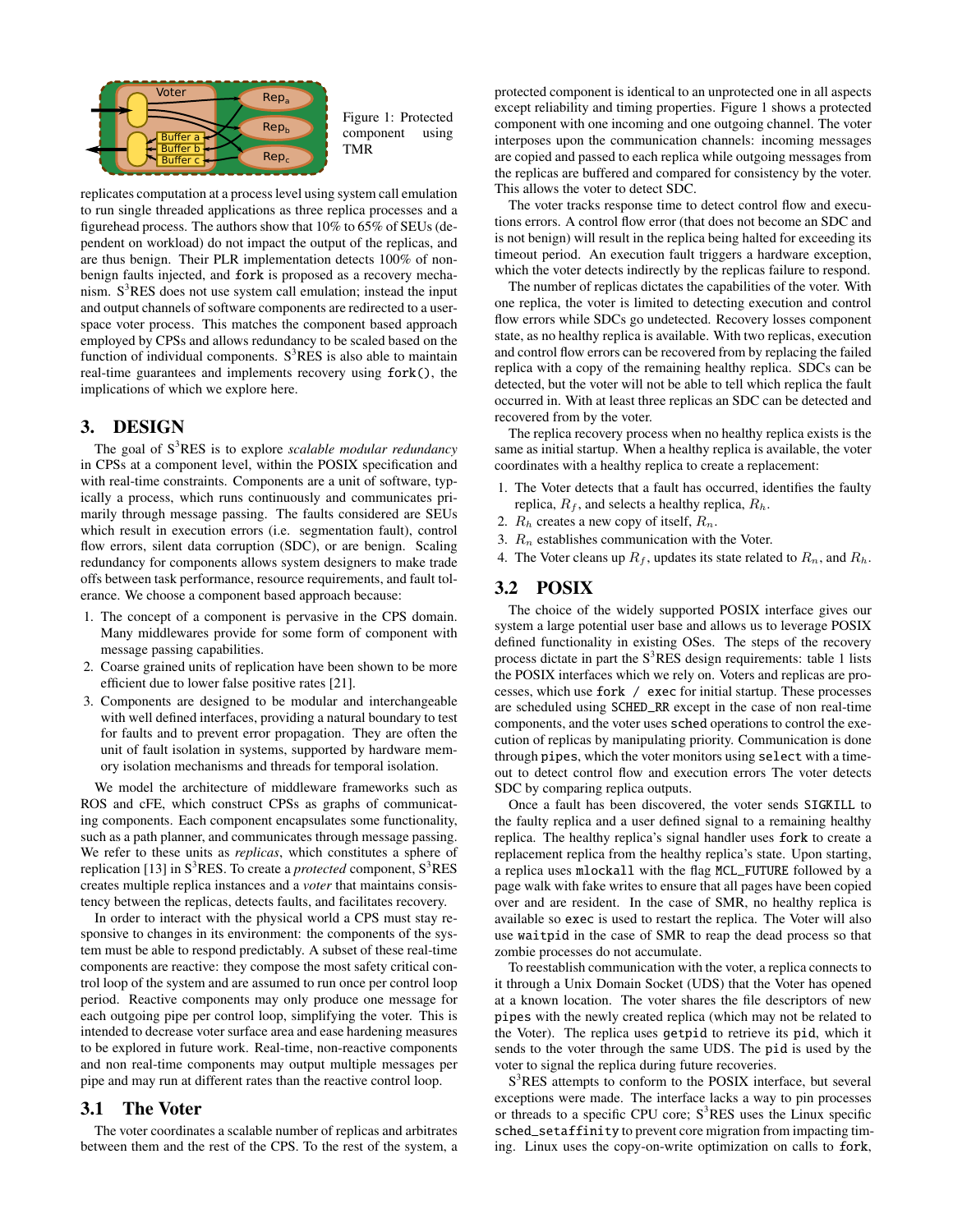Figure 1: Protected component using TMR

replicates computation at a process level using system call emulation to run single threaded applications as three replica processes and a figurehead process. The authors show that 10% to 65% of SEUs (dependent on workload) do not impact the output of the replicas, and are thus benign. Their PLR implementation detects 100% of non-benign faults injected, and `fork` is proposed as a recovery mechanism. S[3]RES does not use system call emulation; instead the input and output channels of software components are redirected to a user-space voter process. This matches the component based approach employed by CPSs and allows redundancy to be scaled based on the function of individual components. S[3]RES is also able to maintain real-time guarantees and implements recovery using `fork()`, the implications of which we explore here.

## 3. DESIGN

The goal of S[3]RES is to explore *scalable modular redundancy* in CPSs at a component level, within the POSIX specification and with real-time constraints. Components are a unit of software, typically a process, which runs continuously and communicates primarily through message passing. The faults considered are SEUs which result in execution errors (i.e. segmentation fault), control flow errors, silent data corruption (SDC), or are benign. Scaling redundancy for components allows system designers to make trade offs between task performance, resource requirements, and fault tolerance. We choose a component based approach because:

1. The concept of a component is pervasive in the CPS domain. Many middlewares provide for some form of component with message passing capabilities.
2. Coarse grained units of replication have been shown to be more efficient due to lower false positive rates [21].
3. Components are designed to be modular and interchangeable with well defined interfaces, providing a natural boundary to test for faults and to prevent error propagation. They are often the unit of fault isolation in systems, supported by hardware memory isolation mechanisms and threads for temporal isolation.

We model the architecture of middleware frameworks such as ROS and cFE, which construct CPSs as graphs of communicating components. Each component encapsulates some functionality, such as a path planner, and communicates through message passing. We refer to these units as *replicas*, which constitutes a sphere of replication [13] in S[3]RES. To create a *protected* component, S[3]RES creates multiple replica instances and a *voter* that maintains consistency between the replicas, detects faults, and facilitates recovery.

In order to interact with the physical world a CPS must stay responsive to changes in its environment: the components of the system must be able to respond predictably. A subset of these real-time components are reactive: they compose the most safety critical control loop of the system and are assumed to run once per control loop period. Reactive components may only produce one message for each outgoing pipe per control loop, simplifying the voter. This is intended to decrease voter surface area and ease hardening measures to be explored in future work. Real-time, non-reactive components and non real-time components may output multiple messages per pipe and may run at different rates than the reactive control loop.

### 3.1 The Voter

The voter coordinates a scalable number of replicas and arbitrates between them and the rest of the CPS. To the rest of the system, a protected component is identical to an unprotected one in all aspects except reliability and timing properties. Figure 1 shows a protected component with one incoming and one outgoing channel. The voter interposes upon the communication channels: incoming messages are copied and passed to each replica while outgoing messages from the replicas are buffered and compared for consistency by the voter. This allows the voter to detect SDC.

The voter tracks response time to detect control flow and execution errors. A control flow error (that does not become an SDC and is not benign) will result in the replica being halted for exceeding its timeout period. An execution fault triggers a hardware exception, which the voter detects indirectly by the replicas failure to respond.

The number of replicas dictates the capabilities of the voter. With one replica, the voter is limited to detecting execution and control flow errors while SDCs go undetected. Recovery losses component state, as no healthy replica is available. With two replicas, execution and control flow errors can be recovered from by replacing the failed replica with a copy of the remaining healthy replica. SDCs can be detected, but the voter will not be able to tell which replica the fault occurred in. With at least three replicas an SDC can be detected and recovered from by the voter.

The replica recovery process when no healthy replica exists is the same as initial startup. When a healthy replica is available, the voter coordinates with a healthy replica to create a replacement:

1. The Voter detects that a fault has occurred, identifies the faulty replica, $R_f$, and selects a healthy replica, $R_h$.
2. $R_h$ creates a new copy of itself, $R_n$.
3. $R_n$ establishes communication with the Voter.
4. The Voter cleans up $R_f$, updates its state related to $R_n$, and $R_h$.

### 3.2 POSIX

The choice of the widely supported POSIX interface gives our system a large potential user base and allows us to leverage POSIX defined functionality in existing OSes. The steps of the recovery process dictate in part the S[3]RES design requirements: table 1 lists the POSIX interfaces which we rely on. Voters and replicas are processes, which use `fork / exec` for initial startup. These processes are scheduled using `SCHED_RR` except in the case of non real-time components, and the voter uses `sched` operations to control the execution of replicas by manipulating priority. Communication is done through `pipes`, which the voter monitors using `select` with a timeout to detect control flow and execution errors The voter detects SDC by comparing replica outputs.

Once a fault has been discovered, the voter sends `SIGKILL` to the faulty replica and a user defined signal to a remaining healthy replica. The healthy replica's signal handler uses `fork` to create a replacement replica from the healthy replica's state. Upon starting, a replica uses `mlockall` with the flag `MCL_FUTURE` followed by a page walk with fake writes to ensure that all pages have been copied over and are resident. In the case of SMR, no healthy replica is available so `exec` is used to restart the replica. The Voter will also use `waitpid` in the case of SMR to reap the dead process so that zombie processes do not accumulate.

To reestablish communication with the voter, a replica connects to it through a Unix Domain Socket (UDS) that the Voter has opened at a known location. The voter shares the file descriptors of new `pipes` with the newly created replica (which may not be related to the Voter). The replica uses `getpid` to retrieve its `pid`, which it sends to the voter through the same UDS. The `pid` is used by the voter to signal the replica during future recoveries.

S[3]RES attempts to conform to the POSIX interface, but several exceptions were made. The interface lacks a way to pin processes or threads to a specific CPU core; S[3]RES uses the Linux specific `sched_setaffinity` to prevent core migration from impacting timing. Linux uses the copy-on-write optimization on calls to `fork`,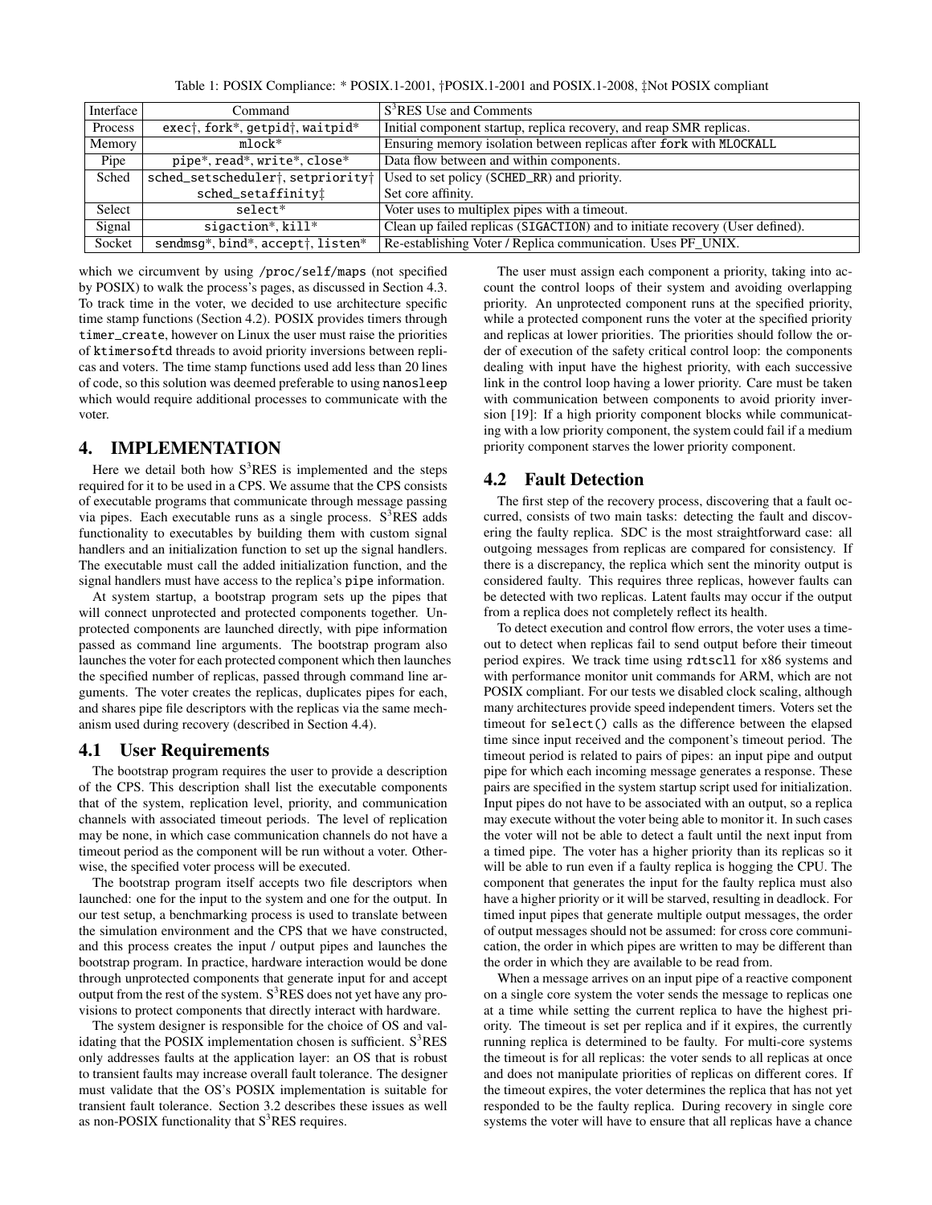Table 1: POSIX Compliance: * POSIX.1-2001, †POSIX.1-2001 and POSIX.1-2008, ‡Not POSIX compliant

| Interface | Command | S[3]RES Use and Comments |
|---|---|---|
| Process | exec†, fork*, getpid†, waitpid* | Initial component startup, replica recovery, and reap SMR replicas. |
| Memory | mlock* | Ensuring memory isolation between replicas after fork with MLOCKALL |
| Pipe | pipe*, read*, write*, close* | Data flow between and within components. |
| Sched | sched_setscheduler†, setpriority† | Used to set policy (SCHED_RR) and priority. |
| | sched_setaffinity‡ | Set core affinity. |
| Select | select* | Voter uses to multiplex pipes with a timeout. |
| Signal | sigaction*, kill* | Clean up failed replicas (SIGACTION) and to initiate recovery (User defined). |
| Socket | sendmsg*, bind*, accept†, listen* | Re-establishing Voter / Replica communication. Uses PF_UNIX. |

which we circumvent by using /proc/self/maps (not specified by POSIX) to walk the process's pages, as discussed in Section 4.3. To track time in the voter, we decided to use architecture specific time stamp functions (Section 4.2). POSIX provides timers through timer_create, however on Linux the user must raise the priorities of ktimersoftd threads to avoid priority inversions between replicas and voters. The time stamp functions used add less than 20 lines of code, so this solution was deemed preferable to using nanosleep which would require additional processes to communicate with the voter.

## 4. IMPLEMENTATION

Here we detail both how S[3]RES is implemented and the steps required for it to be used in a CPS. We assume that the CPS consists of executable programs that communicate through message passing via pipes. Each executable runs as a single process. S[3]RES adds functionality to executables by building them with custom signal handlers and an initialization function to set up the signal handlers. The executable must call the added initialization function, and the signal handlers must have access to the replica's pipe information.

At system startup, a bootstrap program sets up the pipes that will connect unprotected and protected components together. Unprotected components are launched directly, with pipe information passed as command line arguments. The bootstrap program also launches the voter for each protected component which then launches the specified number of replicas, passed through command line arguments. The voter creates the replicas, duplicates pipes for each, and shares pipe file descriptors with the replicas via the same mechanism used during recovery (described in Section 4.4).

### 4.1 User Requirements

The bootstrap program requires the user to provide a description of the CPS. This description shall list the executable components that of the system, replication level, priority, and communication channels with associated timeout periods. The level of replication may be none, in which case communication channels do not have a timeout period as the component will be run without a voter. Otherwise, the specified voter process will be executed.

The bootstrap program itself accepts two file descriptors when launched: one for the input to the system and one for the output. In our test setup, a benchmarking process is used to translate between the simulation environment and the CPS that we have constructed, and this process creates the input / output pipes and launches the bootstrap program. In practice, hardware interaction would be done through unprotected components that generate input for and accept output from the rest of the system. S[3]RES does not yet have any provisions to protect components that directly interact with hardware.

The system designer is responsible for the choice of OS and validating that the POSIX implementation chosen is sufficient. S[3]RES only addresses faults at the application layer: an OS that is robust to transient faults may increase overall fault tolerance. The designer must validate that the OS's POSIX implementation is suitable for transient fault tolerance. Section 3.2 describes these issues as well as non-POSIX functionality that S[3]RES requires.

The user must assign each component a priority, taking into account the control loops of their system and avoiding overlapping priority. An unprotected component runs at the specified priority, while a protected component runs the voter at the specified priority and replicas at lower priorities. The priorities should follow the order of execution of the safety critical control loop: the components dealing with input have the highest priority, with each successive link in the control loop having a lower priority. Care must be taken with communication between components to avoid priority inversion [19]: If a high priority component blocks while communicating with a low priority component, the system could fail if a medium priority component starves the lower priority component.

### 4.2 Fault Detection

The first step of the recovery process, discovering that a fault occurred, consists of two main tasks: detecting the fault and discovering the faulty replica. SDC is the most straightforward case: all outgoing messages from replicas are compared for consistency. If there is a discrepancy, the replica which sent the minority output is considered faulty. This requires three replicas, however faults can be detected with two replicas. Latent faults may occur if the output from a replica does not completely reflect its health.

To detect execution and control flow errors, the voter uses a timeout to detect when replicas fail to send output before their timeout period expires. We track time using rdtscll for x86 systems and with performance monitor unit commands for ARM, which are not POSIX compliant. For our tests we disabled clock scaling, although many architectures provide speed independent timers. Voters set the timeout for select() calls as the difference between the elapsed time since input received and the component's timeout period. The timeout period is related to pairs of pipes: an input pipe and output pipe for which each incoming message generates a response. These pairs are specified in the system startup script used for initialization. Input pipes do not have to be associated with an output, so a replica may execute without the voter being able to monitor it. In such cases the voter will not be able to detect a fault until the next input from a timed pipe. The voter has a higher priority than its replicas so it will be able to run even if a faulty replica is hogging the CPU. The component that generates the input for the faulty replica must also have a higher priority or it will be starved, resulting in deadlock. For timed input pipes that generate multiple output messages, the order of output messages should not be assumed: for cross core communication, the order in which pipes are written to may be different than the order in which they are available to be read from.

When a message arrives on an input pipe of a reactive component on a single core system the voter sends the message to replicas one at a time while setting the current replica to have the highest priority. The timeout is set per replica and if it expires, the currently running replica is determined to be faulty. For multi-core systems the timeout is for all replicas: the voter sends to all replicas at once and does not manipulate priorities of replicas on different cores. If the timeout expires, the voter determines the replica that has not yet responded to be the faulty replica. During recovery in single core systems the voter will have to ensure that all replicas have a chance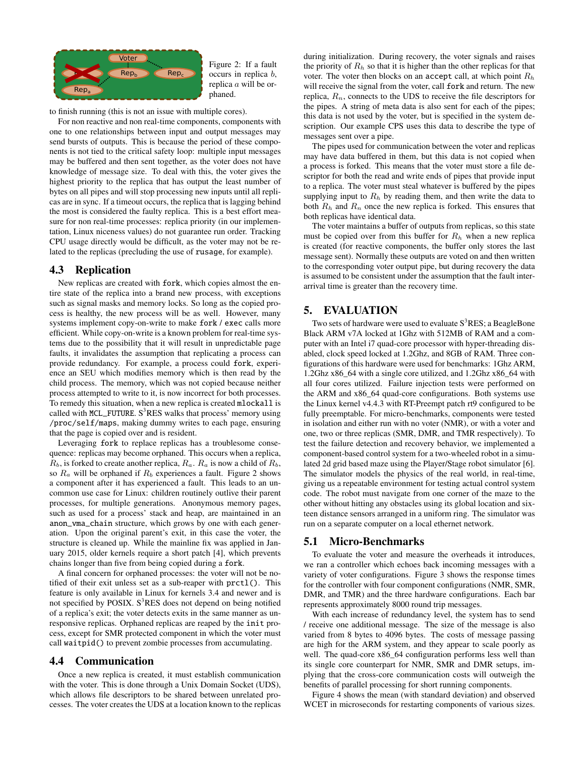Figure 2: If a fault occurs in replica $b$, replica $a$ will be orphaned.

to finish running (this is not an issue with multiple cores).

For non reactive and non real-time components, components with one to one relationships between input and output messages may send bursts of outputs. This is because the period of these components is not tied to the critical safety loop: multiple input messages may be buffered and then sent together, as the voter does not have knowledge of message size. To deal with this, the voter gives the highest priority to the replica that has output the least number of bytes on all pipes and will stop processing new inputs until all replicas are in sync. If a timeout occurs, the replica that is lagging behind the most is considered the faulty replica. This is a best effort measure for non real-time processes: replica priority (in our implementation, Linux niceness values) do not guarantee run order. Tracking CPU usage directly would be difficult, as the voter may not be related to the replicas (precluding the use of `rusage`, for example).

## 4.3 Replication

New replicas are created with `fork`, which copies almost the entire state of the replica into a brand new process, with exceptions such as signal masks and memory locks. So long as the copied process is healthy, the new process will be as well. However, many systems implement copy-on-write to make `fork` / `exec` calls more efficient. While copy-on-write is a known problem for real-time systems due to the possibility that it will result in unpredictable page faults, it invalidates the assumption that replicating a process can provide redundancy. For example, a process could `fork`, experience an SEU which modifies memory which is then read by the child process. The memory, which was not copied because neither process attempted to write to it, is now incorrect for both processes. To remedy this situation, when a new replica is created `mlockall` is called with `MCL_FUTURE`. S[3]RES walks that process' memory using `/proc/self/maps`, making dummy writes to each page, ensuring that the page is copied over and is resident.

Leveraging `fork` to replace replicas has a troublesome consequence: replicas may become orphaned. This occurs when a replica, $R_b$, is forked to create another replica, $R_a$. $R_a$ is now a child of $R_b$, so $R_a$ will be orphaned if $R_b$ experiences a fault. Figure 2 shows a component after it has experienced a fault. This leads to an uncommon use case for Linux: children routinely outlive their parent processes, for multiple generations. Anonymous memory pages, such as used for a process' stack and heap, are maintained in an `anon_vma_chain` structure, which grows by one with each generation. Upon the original parent's exit, in this case the voter, the structure is cleaned up. While the mainline fix was applied in January 2015, older kernels require a short patch [4], which prevents chains longer than five from being copied during a `fork`.

A final concern for orphaned processes: the voter will not be notified of their exit unless set as a sub-reaper with `prctl()`. This feature is only available in Linux for kernels 3.4 and newer and is not specified by POSIX. S[3]RES does not depend on being notified of a replica's exit; the voter detects exits in the same manner as unresponsive replicas. Orphaned replicas are reaped by the `init` process, except for SMR protected component in which the voter must call `waitpid()` to prevent zombie processes from accumulating.

## 4.4 Communication

Once a new replica is created, it must establish communication with the voter. This is done through a Unix Domain Socket (UDS), which allows file descriptors to be shared between unrelated processes. The voter creates the UDS at a location known to the replicas during initialization. During recovery, the voter signals and raises the priority of $R_h$ so that it is higher than the other replicas for that voter. The voter then blocks on an `accept` call, at which point $R_h$ will receive the signal from the voter, call `fork` and return. The new replica, $R_n$, connects to the UDS to receive the file descriptors for the pipes. A string of meta data is also sent for each of the pipes; this data is not used by the voter, but is specified in the system description. Our example CPS uses this data to describe the type of messages sent over a pipe.

The pipes used for communication between the voter and replicas may have data buffered in them, but this data is not copied when a process is forked. This means that the voter must store a file descriptor for both the read and write ends of pipes that provide input to a replica. The voter must steal whatever is buffered by the pipes supplying input to $R_h$ by reading them, and then write the data to both $R_h$ and $R_n$ once the new replica is forked. This ensures that both replicas have identical data.

The voter maintains a buffer of outputs from replicas, so this state must be copied over from this buffer for $R_h$ when a new replica is created (for reactive components, the buffer only stores the last message sent). Normally these outputs are voted on and then written to the corresponding voter output pipe, but during recovery the data is assumed to be consistent under the assumption that the fault inter-arrival time is greater than the recovery time.

# 5. EVALUATION

Two sets of hardware were used to evaluate S[3]RES; a BeagleBone Black ARM v7A locked at 1Ghz with 512MB of RAM and a computer with an Intel i7 quad-core processor with hyper-threading disabled, clock speed locked at 1.2Ghz, and 8GB of RAM. Three configurations of this hardware were used for benchmarks: 1Ghz ARM, 1.2Ghz x86_64 with a single core utilized, and 1.2Ghz x86_64 with all four cores utilized. Failure injection tests were performed on the ARM and x86_64 quad-core configurations. Both systems use the Linux kernel v4.4.3 with RT-Preempt patch rt9 configured to be fully preemptable. For micro-benchmarks, components were tested in isolation and either run with no voter (NMR), or with a voter and one, two or three replicas (SMR, DMR, and TMR respectively). To test the failure detection and recovery behavior, we implemented a component-based control system for a two-wheeled robot in a simulated 2d grid based maze using the Player/Stage robot simulator [6]. The simulator models the physics of the real world, in real-time, giving us a repeatable environment for testing actual control system code. The robot must navigate from one corner of the maze to the other without hitting any obstacles using its global location and sixteen distance sensors arranged in a uniform ring. The simulator was run on a separate computer on a local ethernet network.

## 5.1 Micro-Benchmarks

To evaluate the voter and measure the overheads it introduces, we ran a controller which echoes back incoming messages with a variety of voter configurations. Figure 3 shows the response times for the controller with four component configurations (NMR, SMR, DMR, and TMR) and the three hardware configurations. Each bar represents approximately 8000 round trip messages.

With each increase of redundancy level, the system has to send / receive one additional message. The size of the message is also varied from 8 bytes to 4096 bytes. The costs of message passing are high for the ARM system, and they appear to scale poorly as well. The quad-core x86_64 configuration performs less well than its single core counterpart for NMR, SMR and DMR setups, implying that the cross-core communication costs will outweigh the benefits of parallel processing for short running components.

Figure 4 shows the mean (with standard deviation) and observed WCET in microseconds for restarting components of various sizes.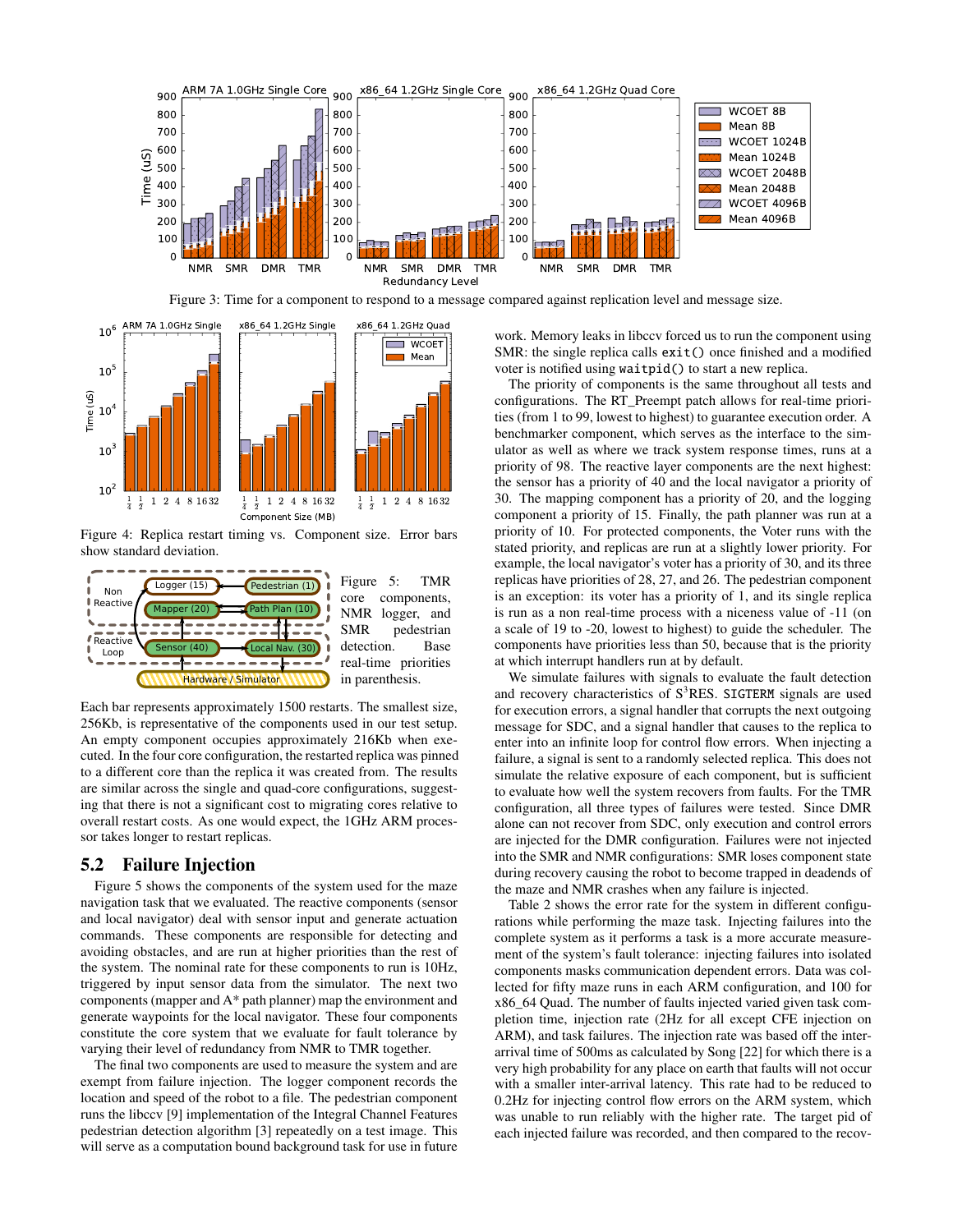Figure 3: Time for a component to respond to a message compared against replication level and message size.

Figure 4: Replica restart timing vs. Component size. Error bars show standard deviation.

Figure 5: TMR core components, NMR logger, and SMR pedestrian detection. Base real-time priorities in parenthesis.

Each bar represents approximately 1500 restarts. The smallest size, 256Kb, is representative of the components used in our test setup. An empty component occupies approximately 216Kb when executed. In the four core configuration, the restarted replica was pinned to a different core than the replica it was created from. The results are similar across the single and quad-core configurations, suggesting that there is not a significant cost to migrating cores relative to overall restart costs. As one would expect, the 1GHz ARM processor takes longer to restart replicas.

## 5.2 Failure Injection

Figure 5 shows the components of the system used for the maze navigation task that we evaluated. The reactive components (sensor and local navigator) deal with sensor input and generate actuation commands. These components are responsible for detecting and avoiding obstacles, and are run at higher priorities than the rest of the system. The nominal rate for these components to run is 10Hz, triggered by input sensor data from the simulator. The next two components (mapper and A* path planner) map the environment and generate waypoints for the local navigator. These four components constitute the core system that we evaluate for fault tolerance by varying their level of redundancy from NMR to TMR together.

The final two components are used to measure the system and are exempt from failure injection. The logger component records the location and speed of the robot to a file. The pedestrian component runs the libccv [9] implementation of the Integral Channel Features pedestrian detection algorithm [3] repeatedly on a test image. This will serve as a computation bound background task for use in future work. Memory leaks in libccv forced us to run the component using SMR: the single replica calls `exit()` once finished and a modified voter is notified using `waitpid()` to start a new replica.

The priority of components is the same throughout all tests and configurations. The RT_Preempt patch allows for real-time priorities (from 1 to 99, lowest to highest) to guarantee execution order. A benchmarker component, which serves as the interface to the simulator as well as where we track system response times, runs at a priority of 98. The reactive layer components are the next highest: the sensor has a priority of 40 and the local navigator a priority of 30. The mapping component has a priority of 20, and the logging component a priority of 15. Finally, the path planner was run at a priority of 10. For protected components, the Voter runs with the stated priority, and replicas are run at a slightly lower priority. For example, the local navigator's voter has a priority of 30, and its three replicas have priorities of 28, 27, and 26. The pedestrian component is an exception: its voter has a priority of 1, and its single replica is run as a non real-time process with a niceness value of -11 (on a scale of 19 to -20, lowest to highest) to guide the scheduler. The components have priorities less than 50, because that is the priority at which interrupt handlers run at by default.

We simulate failures with signals to evaluate the fault detection and recovery characteristics of S[3]RES. `SIGTERM` signals are used for execution errors, a signal handler that corrupts the next outgoing message for SDC, and a signal handler that causes to the replica to enter into an infinite loop for control flow errors. When injecting a failure, a signal is sent to a randomly selected replica. This does not simulate the relative exposure of each component, but is sufficient to evaluate how well the system recovers from faults. For the TMR configuration, all three types of failures were tested. Since DMR alone can not recover from SDC, only execution and control errors are injected for the DMR configuration. Failures were not injected into the SMR and NMR configurations: SMR loses component state during recovery causing the robot to become trapped in deadends of the maze and NMR crashes when any failure is injected.

Table 2 shows the error rate for the system in different configurations while performing the maze task. Injecting failures into the complete system as it performs a task is a more accurate measurement of the system's fault tolerance: injecting failures into isolated components masks communication dependent errors. Data was collected for fifty maze runs in each ARM configuration, and 100 for x86_64 Quad. The number of faults injected varied given task completion time, injection rate (2Hz for all except CFE injection on ARM), and task failures. The injection rate was based off the interarrival time of 500ms as calculated by Song [22] for which there is a very high probability for any place on earth that faults will not occur with a smaller inter-arrival latency. This rate had to be reduced to 0.2Hz for injecting control flow errors on the ARM system, which was unable to run reliably with the higher rate. The target pid of each injected failure was recorded, and then compared to the recov-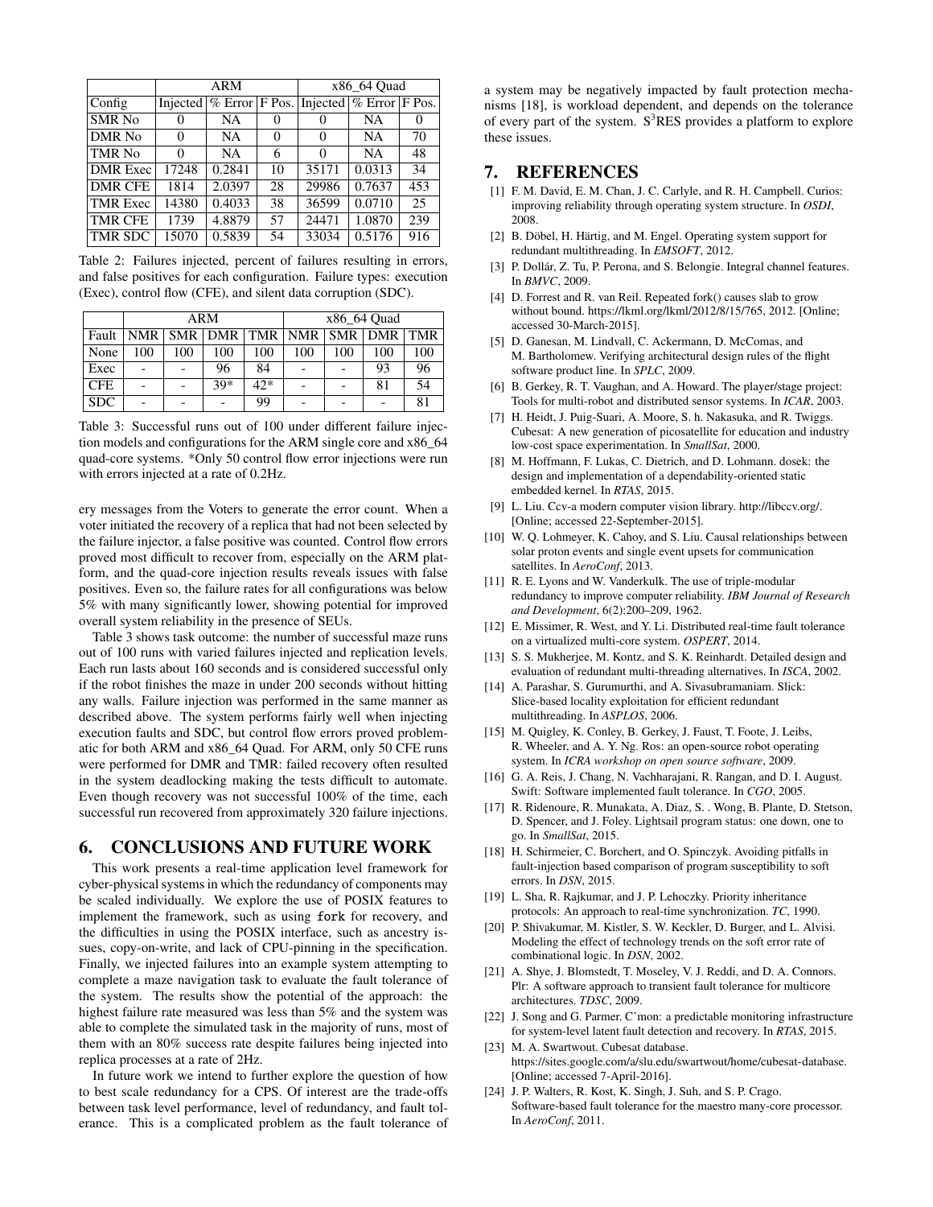| | ARM | | | x86_64 Quad | | |
|---|---|---|---|---|---|---|
| Config | Injected | % Error | F Pos. | Injected | % Error | F Pos. |
| SMR No | 0 | NA | 0 | 0 | NA | 0 |
| DMR No | 0 | NA | 0 | 0 | NA | 70 |
| TMR No | 0 | NA | 6 | 0 | NA | 48 |
| DMR Exec | 17248 | 0.2841 | 10 | 35171 | 0.0313 | 34 |
| DMR CFE | 1814 | 2.0397 | 28 | 29986 | 0.7637 | 453 |
| TMR Exec | 14380 | 0.4033 | 38 | 36599 | 0.0710 | 25 |
| TMR CFE | 1739 | 4.8879 | 57 | 24471 | 1.0870 | 239 |
| TMR SDC | 15070 | 0.5839 | 54 | 33034 | 0.5176 | 916 |

Table 2: Failures injected, percent of failures resulting in errors, and false positives for each configuration. Failure types: execution (Exec), control flow (CFE), and silent data corruption (SDC).

| | ARM | | | | x86_64 Quad | | | |
|---|---|---|---|---|---|---|---|---|
| Fault | NMR | SMR | DMR | TMR | NMR | SMR | DMR | TMR |
| None | 100 | 100 | 100 | 100 | 100 | 100 | 100 | 100 |
| Exec | - | - | 96 | 84 | - | - | 93 | 96 |
| CFE | - | - | 39* | 42* | - | - | 81 | 54 |
| SDC | - | - | - | 99 | - | - | - | 81 |

Table 3: Successful runs out of 100 under different failure injection models and configurations for the ARM single core and x86_64 quad-core systems. *Only 50 control flow error injections were run with errors injected at a rate of 0.2Hz.

ery messages from the Voters to generate the error count. When a voter initiated the recovery of a replica that had not been selected by the failure injector, a false positive was counted. Control flow errors proved most difficult to recover from, especially on the ARM platform, and the quad-core injection results reveals issues with false positives. Even so, the failure rates for all configurations was below 5% with many significantly lower, showing potential for improved overall system reliability in the presence of SEUs.

Table 3 shows task outcome: the number of successful maze runs out of 100 runs with varied failures injected and replication levels. Each run lasts about 160 seconds and is considered successful only if the robot finishes the maze in under 200 seconds without hitting any walls. Failure injection was performed in the same manner as described above. The system performs fairly well when injecting execution faults and SDC, but control flow errors proved problematic for both ARM and x86_64 Quad. For ARM, only 50 CFE runs were performed for DMR and TMR: failed recovery often resulted in the system deadlocking making the tests difficult to automate. Even though recovery was not successful 100% of the time, each successful run recovered from approximately 320 failure injections.

## 6. CONCLUSIONS AND FUTURE WORK

This work presents a real-time application level framework for cyber-physical systems in which the redundancy of components may be scaled individually. We explore the use of POSIX features to implement the framework, such as using `fork` for recovery, and the difficulties in using the POSIX interface, such as ancestry issues, copy-on-write, and lack of CPU-pinning in the specification. Finally, we injected failures into an example system attempting to complete a maze navigation task to evaluate the fault tolerance of the system. The results show the potential of the approach: the highest failure rate measured was less than 5% and the system was able to complete the simulated task in the majority of runs, most of them with an 80% success rate despite failures being injected into replica processes at a rate of 2Hz.

In future work we intend to further explore the question of how to best scale redundancy for a CPS. Of interest are the trade-offs between task level performance, level of redundancy, and fault tolerance. This is a complicated problem as the fault tolerance of a system may be negatively impacted by fault protection mechanisms [18], is workload dependent, and depends on the tolerance of every part of the system. S[3]RES provides a platform to explore these issues.

## 7. REFERENCES

[1] F. M. David, E. M. Chan, J. C. Carlyle, and R. H. Campbell. Curios: improving reliability through operating system structure. In *OSDI*, 2008.

[2] B. Döbel, H. Härtig, and M. Engel. Operating system support for redundant multithreading. In *EMSOFT*, 2012.

[3] P. Dollár, Z. Tu, P. Perona, and S. Belongie. Integral channel features. In *BMVC*, 2009.

[4] D. Forrest and R. van Reil. Repeated fork() causes slab to grow without bound. https://lkml.org/lkml/2012/8/15/765, 2012. [Online; accessed 30-March-2015].

[5] D. Ganesan, M. Lindvall, C. Ackermann, D. McComas, and M. Bartholomew. Verifying architectural design rules of the flight software product line. In *SPLC*, 2009.

[6] B. Gerkey, R. T. Vaughan, and A. Howard. The player/stage project: Tools for multi-robot and distributed sensor systems. In *ICAR*, 2003.

[7] H. Heidt, J. Puig-Suari, A. Moore, S. h. Nakasuka, and R. Twiggs. Cubesat: A new generation of picosatellite for education and industry low-cost space experimentation. In *SmallSat*, 2000.

[8] M. Hoffmann, F. Lukas, C. Dietrich, and D. Lohmann. dosek: the design and implementation of a dependability-oriented static embedded kernel. In *RTAS*, 2015.

[9] L. Liu. Ccv-a modern computer vision library. http://libccv.org/. [Online; accessed 22-September-2015].

[10] W. Q. Lohmeyer, K. Cahoy, and S. Liu. Causal relationships between solar proton events and single event upsets for communication satellites. In *AeroConf*, 2013.

[11] R. E. Lyons and W. Vanderkulk. The use of triple-modular redundancy to improve computer reliability. *IBM Journal of Research and Development*, 6(2):200–209, 1962.

[12] E. Missimer, R. West, and Y. Li. Distributed real-time fault tolerance on a virtualized multi-core system. *OSPERT*, 2014.

[13] S. S. Mukherjee, M. Kontz, and S. K. Reinhardt. Detailed design and evaluation of redundant multi-threading alternatives. In *ISCA*, 2002.

[14] A. Parashar, S. Gurumurthi, and A. Sivasubramaniam. Slick: Slice-based locality exploitation for efficient redundant multithreading. In *ASPLOS*, 2006.

[15] M. Quigley, K. Conley, B. Gerkey, J. Faust, T. Foote, J. Leibs, R. Wheeler, and A. Y. Ng. Ros: an open-source robot operating system. In *ICRA workshop on open source software*, 2009.

[16] G. A. Reis, J. Chang, N. Vachharajani, R. Rangan, and D. I. August. Swift: Software implemented fault tolerance. In *CGO*, 2005.

[17] R. Ridenoure, R. Munakata, A. Diaz, S. . Wong, B. Plante, D. Stetson, D. Spencer, and J. Foley. Lightsail program status: one down, one to go. In *SmallSat*, 2015.

[18] H. Schirmeier, C. Borchert, and O. Spinczyk. Avoiding pitfalls in fault-injection based comparison of program susceptibility to soft errors. In *DSN*, 2015.

[19] L. Sha, R. Rajkumar, and J. P. Lehoczky. Priority inheritance protocols: An approach to real-time synchronization. *TC*, 1990.

[20] P. Shivakumar, M. Kistler, S. W. Keckler, D. Burger, and L. Alvisi. Modeling the effect of technology trends on the soft error rate of combinational logic. In *DSN*, 2002.

[21] A. Shye, J. Blomstedt, T. Moseley, V. J. Reddi, and D. A. Connors. Plr: A software approach to transient fault tolerance for multicore architectures. *TDSC*, 2009.

[22] J. Song and G. Parmer. C'mon: a predictable monitoring infrastructure for system-level latent fault detection and recovery. In *RTAS*, 2015.

[23] M. A. Swartwout. Cubesat database. https://sites.google.com/a/slu.edu/swartwout/home/cubesat-database. [Online; accessed 7-April-2016].

[24] J. P. Walters, R. Kost, K. Singh, J. Suh, and S. P. Crago. Software-based fault tolerance for the maestro many-core processor. In *AeroConf*, 2011.